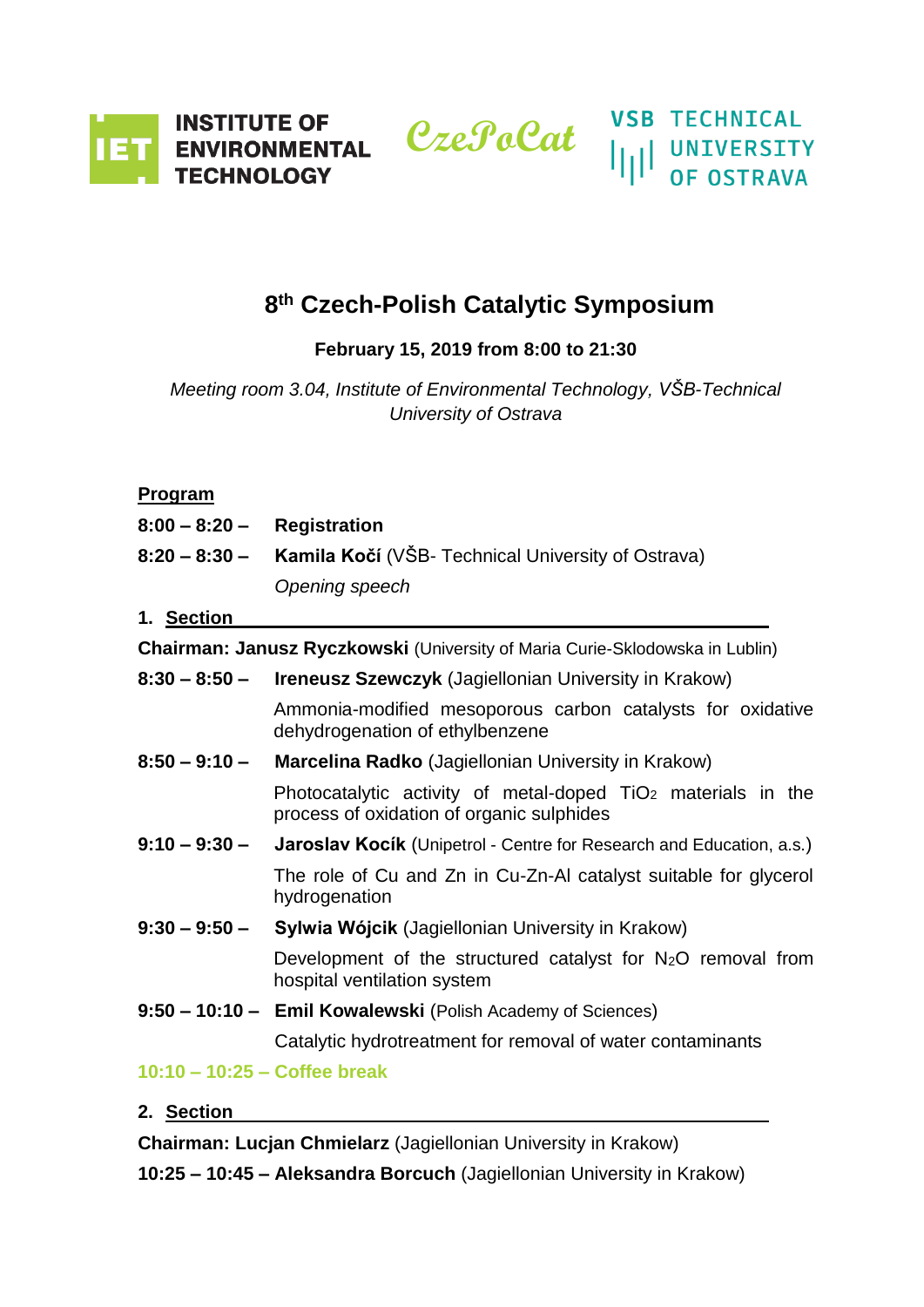INSTITUTE OF ENVIRONMENTAL TECHNOLOGY

CzePoCat

VSB TECHNICAL UNIVERSITY OF OSTRAVA

# 8th Czech-Polish Catalytic Symposium

**February 15, 2019 from 8:00 to 21:30**

*Meeting room 3.04, Institute of Environmental Technology, VŠB-Technical University of Ostrava*

**Program**

**8:00 – 8:20 –** **Registration**

**8:20 – 8:30 –** **Kamila Kočí** (VŠB- Technical University of Ostrava)
*Opening speech*

## 1. Section

**Chairman: Janusz Ryczkowski** (University of Maria Curie-Sklodowska in Lublin)

**8:30 – 8:50 –** **Ireneusz Szewczyk** (Jagiellonian University in Krakow)
Ammonia-modified mesoporous carbon catalysts for oxidative dehydrogenation of ethylbenzene

**8:50 – 9:10 –** **Marcelina Radko** (Jagiellonian University in Krakow)
Photocatalytic activity of metal-doped $TiO_2$ materials in the process of oxidation of organic sulphides

**9:10 – 9:30 –** **Jaroslav Kocík** (Unipetrol - Centre for Research and Education, a.s.)
The role of Cu and Zn in Cu-Zn-Al catalyst suitable for glycerol hydrogenation

**9:30 – 9:50 –** **Sylwia Wójcik** (Jagiellonian University in Krakow)
Development of the structured catalyst for $N_2O$ removal from hospital ventilation system

**9:50 – 10:10 –** **Emil Kowalewski** (Polish Academy of Sciences)
Catalytic hydrotreatment for removal of water contaminants

**10:10 – 10:25 – Coffee break**

## 2. Section

**Chairman: Lucjan Chmielarz** (Jagiellonian University in Krakow)

**10:25 – 10:45 – Aleksandra Borcuch** (Jagiellonian University in Krakow)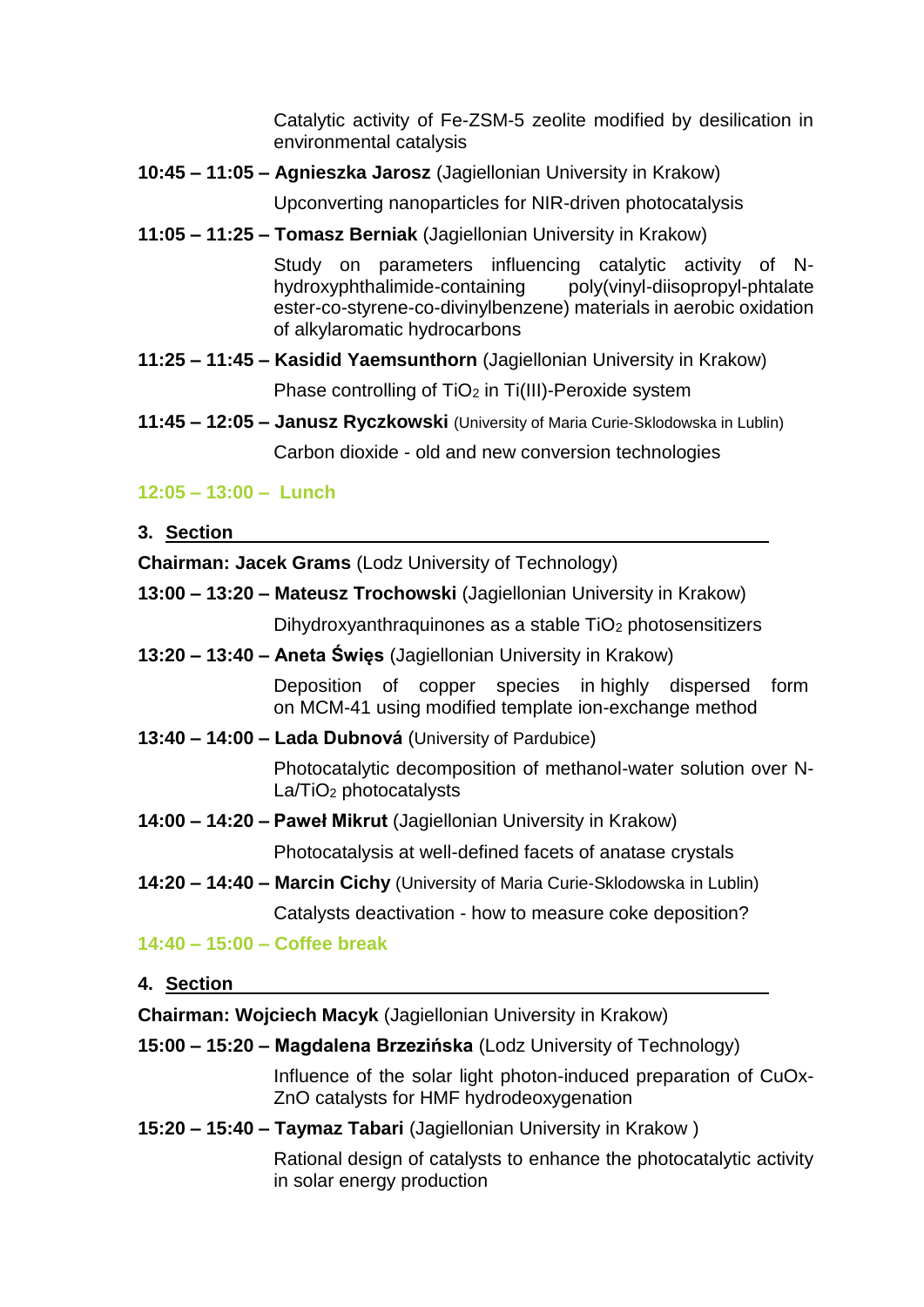Catalytic activity of Fe-ZSM-5 zeolite modified by desilication in environmental catalysis

**10:45 – 11:05 – Agnieszka Jarosz** (Jagiellonian University in Krakow)

Upconverting nanoparticles for NIR-driven photocatalysis

**11:05 – 11:25 – Tomasz Berniak** (Jagiellonian University in Krakow)

Study on parameters influencing catalytic activity of N-hydroxyphthalimide-containing poly(vinyl-diisopropyl-phtalate ester-co-styrene-co-divinylbenzene) materials in aerobic oxidation of alkylaromatic hydrocarbons

**11:25 – 11:45 – Kasidid Yaemsunthorn** (Jagiellonian University in Krakow)

Phase controlling of $TiO_2$ in Ti(III)-Peroxide system

**11:45 – 12:05 – Janusz Ryczkowski** (University of Maria Curie-Sklodowska in Lublin)

Carbon dioxide - old and new conversion technologies

**12:05 – 13:00 – Lunch**

## 3. Section

**Chairman: Jacek Grams** (Lodz University of Technology)

**13:00 – 13:20 – Mateusz Trochowski** (Jagiellonian University in Krakow)

Dihydroxyanthraquinones as a stable $TiO_2$ photosensitizers

**13:20 – 13:40 – Aneta Święs** (Jagiellonian University in Krakow)

Deposition of copper species in highly dispersed form on MCM-41 using modified template ion-exchange method

**13:40 – 14:00 – Lada Dubnová** (University of Pardubice)

Photocatalytic decomposition of methanol-water solution over N-La/$TiO_2$ photocatalysts

**14:00 – 14:20 – Paweł Mikrut** (Jagiellonian University in Krakow)

Photocatalysis at well-defined facets of anatase crystals

**14:20 – 14:40 – Marcin Cichy** (University of Maria Curie-Sklodowska in Lublin)

Catalysts deactivation - how to measure coke deposition?

**14:40 – 15:00 – Coffee break**

## 4. Section

**Chairman: Wojciech Macyk** (Jagiellonian University in Krakow)

**15:00 – 15:20 – Magdalena Brzezińska** (Lodz University of Technology)

Influence of the solar light photon-induced preparation of CuOx-ZnO catalysts for HMF hydrodeoxygenation

**15:20 – 15:40 – Taymaz Tabari** (Jagiellonian University in Krakow )

Rational design of catalysts to enhance the photocatalytic activity in solar energy production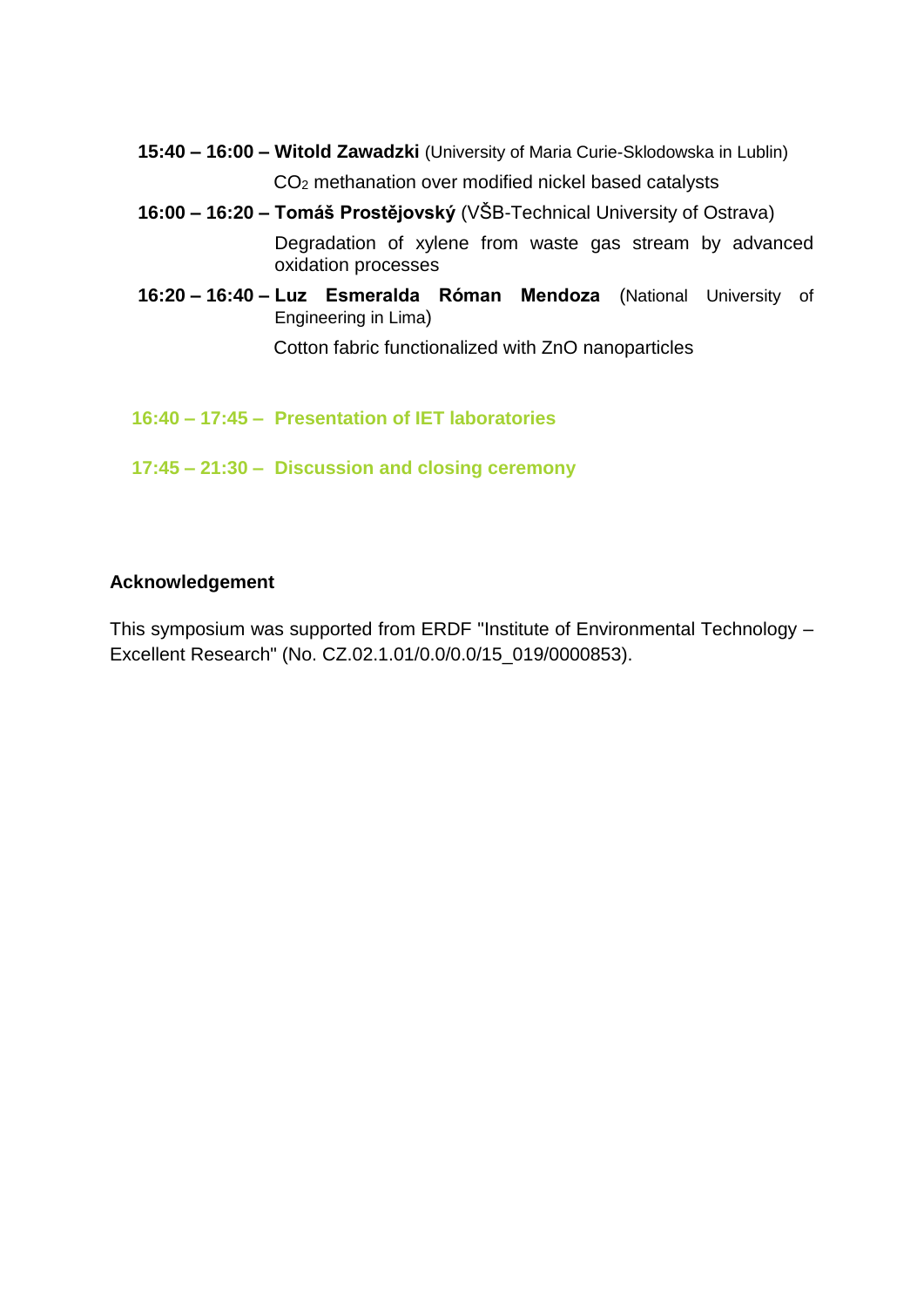**15:40 – 16:00 – Witold Zawadzki** (University of Maria Curie-Sklodowska in Lublin)

$CO_2$ methanation over modified nickel based catalysts

**16:00 – 16:20 – Tomáš Prostějovský** (VŠB-Technical University of Ostrava)

Degradation of xylene from waste gas stream by advanced oxidation processes

**16:20 – 16:40 – Luz Esmeralda Róman Mendoza** (National University of Engineering in Lima)

Cotton fabric functionalized with ZnO nanoparticles

**16:40 – 17:45 – Presentation of IET laboratories**

**17:45 – 21:30 – Discussion and closing ceremony**

**Acknowledgement**

This symposium was supported from ERDF "Institute of Environmental Technology – Excellent Research" (No. CZ.02.1.01/0.0/0.0/15_019/0000853).